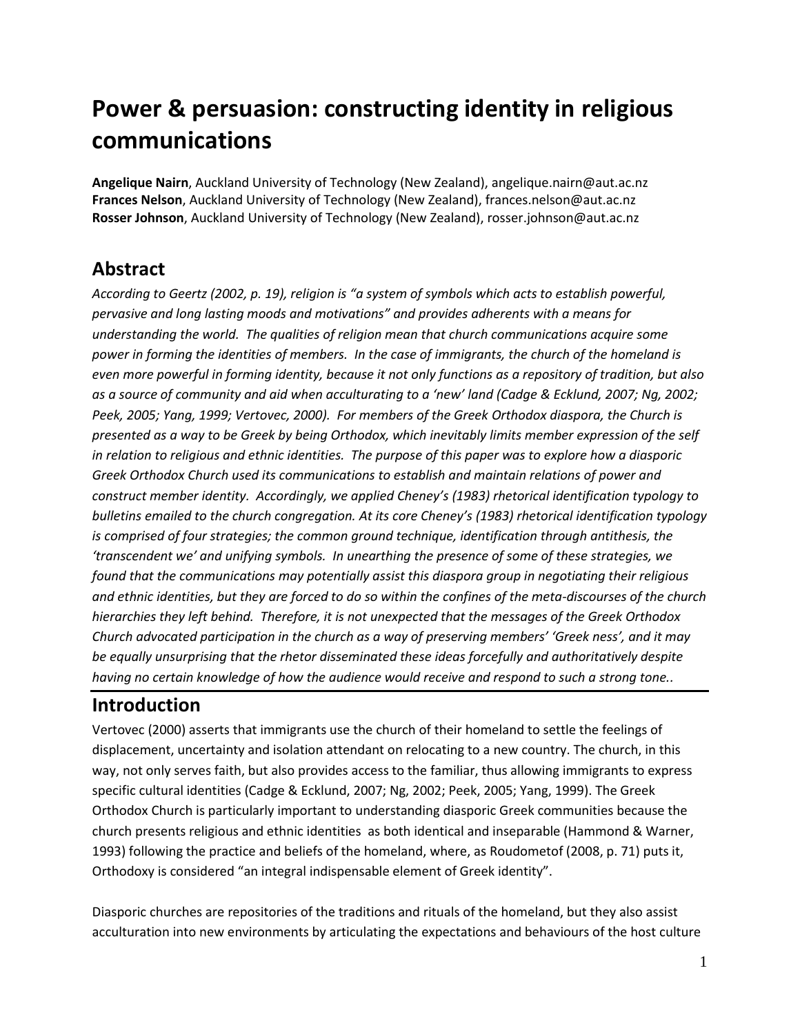# Power & persuasion: constructing identity in religious communications

**Angelique Nairn**, Auckland University of Technology (New Zealand), angelique.nairn@aut.ac.nz
**Frances Nelson**, Auckland University of Technology (New Zealand), frances.nelson@aut.ac.nz
**Rosser Johnson**, Auckland University of Technology (New Zealand), rosser.johnson@aut.ac.nz

## Abstract

*According to Geertz (2002, p. 19), religion is "a system of symbols which acts to establish powerful, pervasive and long lasting moods and motivations" and provides adherents with a means for understanding the world. The qualities of religion mean that church communications acquire some power in forming the identities of members. In the case of immigrants, the church of the homeland is even more powerful in forming identity, because it not only functions as a repository of tradition, but also as a source of community and aid when acculturating to a 'new' land (Cadge & Ecklund, 2007; Ng, 2002; Peek, 2005; Yang, 1999; Vertovec, 2000). For members of the Greek Orthodox diaspora, the Church is presented as a way to be Greek by being Orthodox, which inevitably limits member expression of the self in relation to religious and ethnic identities. The purpose of this paper was to explore how a diasporic Greek Orthodox Church used its communications to establish and maintain relations of power and construct member identity. Accordingly, we applied Cheney's (1983) rhetorical identification typology to bulletins emailed to the church congregation. At its core Cheney's (1983) rhetorical identification typology is comprised of four strategies; the common ground technique, identification through antithesis, the 'transcendent we' and unifying symbols. In unearthing the presence of some of these strategies, we found that the communications may potentially assist this diaspora group in negotiating their religious and ethnic identities, but they are forced to do so within the confines of the meta-discourses of the church hierarchies they left behind. Therefore, it is not unexpected that the messages of the Greek Orthodox Church advocated participation in the church as a way of preserving members' 'Greek ness', and it may be equally unsurprising that the rhetor disseminated these ideas forcefully and authoritatively despite having no certain knowledge of how the audience would receive and respond to such a strong tone..*

## Introduction

Vertovec (2000) asserts that immigrants use the church of their homeland to settle the feelings of displacement, uncertainty and isolation attendant on relocating to a new country. The church, in this way, not only serves faith, but also provides access to the familiar, thus allowing immigrants to express specific cultural identities (Cadge & Ecklund, 2007; Ng, 2002; Peek, 2005; Yang, 1999). The Greek Orthodox Church is particularly important to understanding diasporic Greek communities because the church presents religious and ethnic identities as both identical and inseparable (Hammond & Warner, 1993) following the practice and beliefs of the homeland, where, as Roudometof (2008, p. 71) puts it, Orthodoxy is considered "an integral indispensable element of Greek identity".

Diasporic churches are repositories of the traditions and rituals of the homeland, but they also assist acculturation into new environments by articulating the expectations and behaviours of the host culture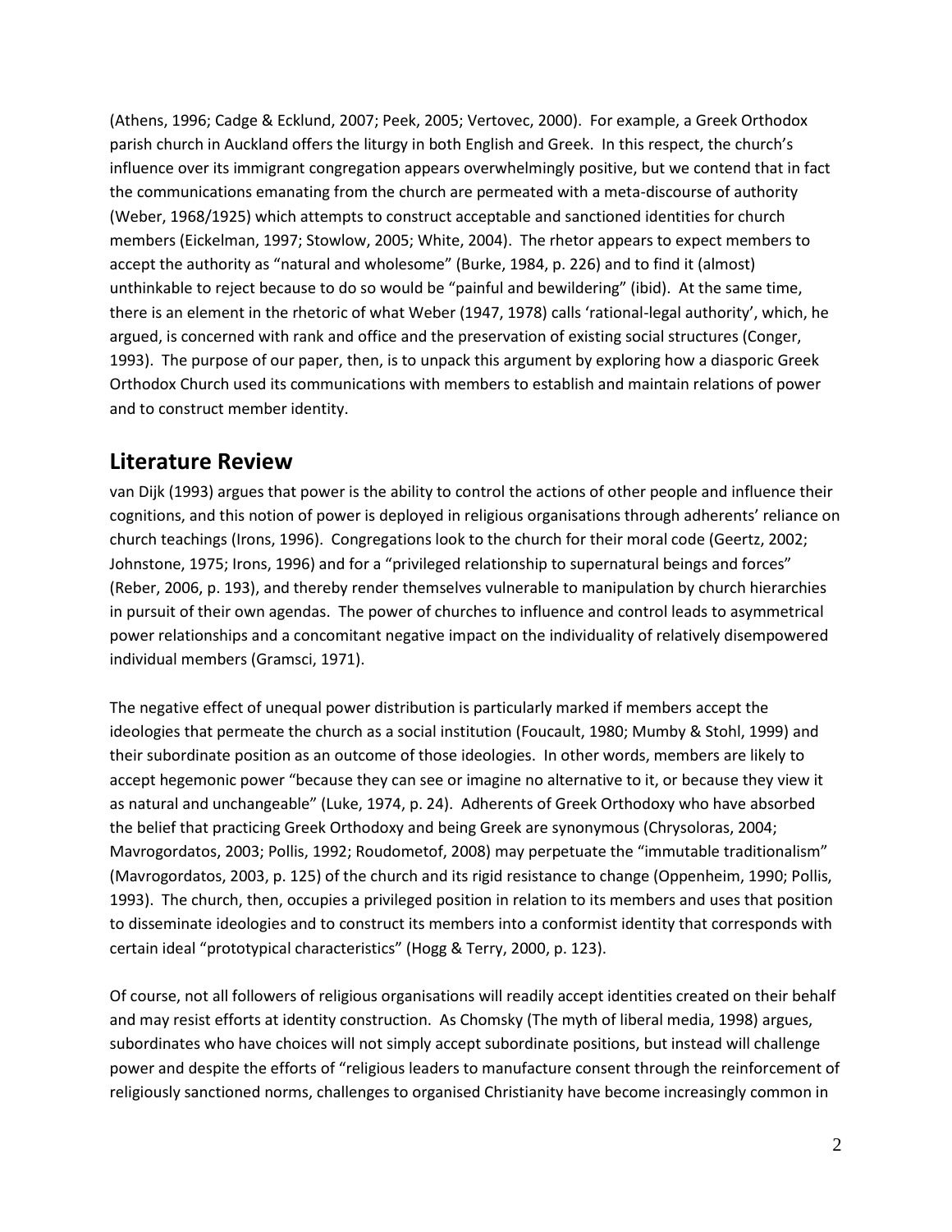(Athens, 1996; Cadge & Ecklund, 2007; Peek, 2005; Vertovec, 2000). For example, a Greek Orthodox parish church in Auckland offers the liturgy in both English and Greek. In this respect, the church's influence over its immigrant congregation appears overwhelmingly positive, but we contend that in fact the communications emanating from the church are permeated with a meta-discourse of authority (Weber, 1968/1925) which attempts to construct acceptable and sanctioned identities for church members (Eickelman, 1997; Stowlow, 2005; White, 2004). The rhetor appears to expect members to accept the authority as "natural and wholesome" (Burke, 1984, p. 226) and to find it (almost) unthinkable to reject because to do so would be "painful and bewildering" (ibid). At the same time, there is an element in the rhetoric of what Weber (1947, 1978) calls 'rational-legal authority', which, he argued, is concerned with rank and office and the preservation of existing social structures (Conger, 1993). The purpose of our paper, then, is to unpack this argument by exploring how a diasporic Greek Orthodox Church used its communications with members to establish and maintain relations of power and to construct member identity.

## Literature Review

van Dijk (1993) argues that power is the ability to control the actions of other people and influence their cognitions, and this notion of power is deployed in religious organisations through adherents' reliance on church teachings (Irons, 1996). Congregations look to the church for their moral code (Geertz, 2002; Johnstone, 1975; Irons, 1996) and for a "privileged relationship to supernatural beings and forces" (Reber, 2006, p. 193), and thereby render themselves vulnerable to manipulation by church hierarchies in pursuit of their own agendas. The power of churches to influence and control leads to asymmetrical power relationships and a concomitant negative impact on the individuality of relatively disempowered individual members (Gramsci, 1971).

The negative effect of unequal power distribution is particularly marked if members accept the ideologies that permeate the church as a social institution (Foucault, 1980; Mumby & Stohl, 1999) and their subordinate position as an outcome of those ideologies. In other words, members are likely to accept hegemonic power "because they can see or imagine no alternative to it, or because they view it as natural and unchangeable" (Luke, 1974, p. 24). Adherents of Greek Orthodoxy who have absorbed the belief that practicing Greek Orthodoxy and being Greek are synonymous (Chrysoloras, 2004; Mavrogordatos, 2003; Pollis, 1992; Roudometof, 2008) may perpetuate the "immutable traditionalism" (Mavrogordatos, 2003, p. 125) of the church and its rigid resistance to change (Oppenheim, 1990; Pollis, 1993). The church, then, occupies a privileged position in relation to its members and uses that position to disseminate ideologies and to construct its members into a conformist identity that corresponds with certain ideal "prototypical characteristics" (Hogg & Terry, 2000, p. 123).

Of course, not all followers of religious organisations will readily accept identities created on their behalf and may resist efforts at identity construction. As Chomsky (The myth of liberal media, 1998) argues, subordinates who have choices will not simply accept subordinate positions, but instead will challenge power and despite the efforts of "religious leaders to manufacture consent through the reinforcement of religiously sanctioned norms, challenges to organised Christianity have become increasingly common in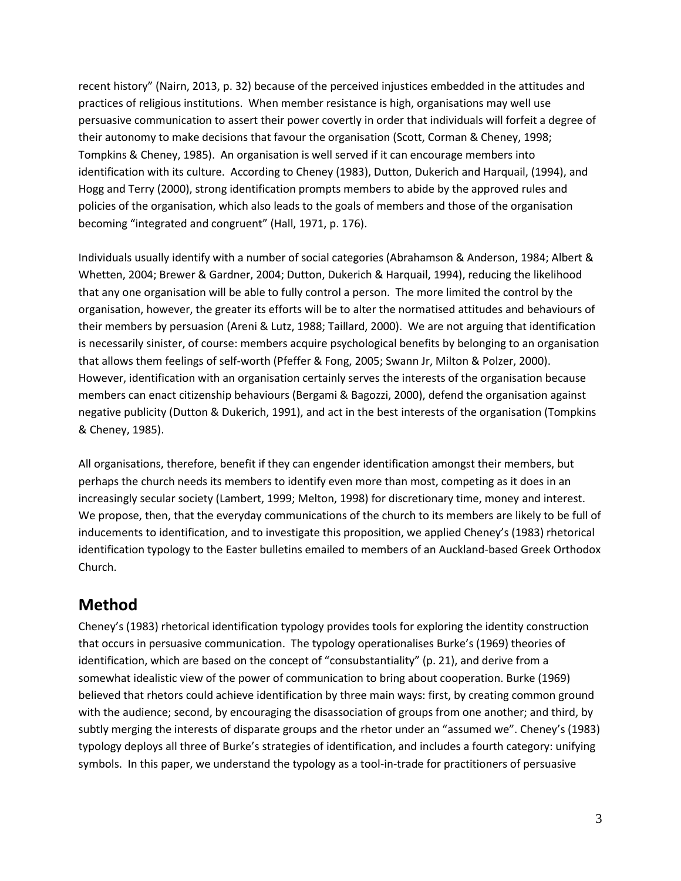recent history" (Nairn, 2013, p. 32) because of the perceived injustices embedded in the attitudes and practices of religious institutions. When member resistance is high, organisations may well use persuasive communication to assert their power covertly in order that individuals will forfeit a degree of their autonomy to make decisions that favour the organisation (Scott, Corman & Cheney, 1998; Tompkins & Cheney, 1985). An organisation is well served if it can encourage members into identification with its culture. According to Cheney (1983), Dutton, Dukerich and Harquail, (1994), and Hogg and Terry (2000), strong identification prompts members to abide by the approved rules and policies of the organisation, which also leads to the goals of members and those of the organisation becoming "integrated and congruent" (Hall, 1971, p. 176).

Individuals usually identify with a number of social categories (Abrahamson & Anderson, 1984; Albert & Whetten, 2004; Brewer & Gardner, 2004; Dutton, Dukerich & Harquail, 1994), reducing the likelihood that any one organisation will be able to fully control a person. The more limited the control by the organisation, however, the greater its efforts will be to alter the normatised attitudes and behaviours of their members by persuasion (Areni & Lutz, 1988; Taillard, 2000). We are not arguing that identification is necessarily sinister, of course: members acquire psychological benefits by belonging to an organisation that allows them feelings of self-worth (Pfeffer & Fong, 2005; Swann Jr, Milton & Polzer, 2000). However, identification with an organisation certainly serves the interests of the organisation because members can enact citizenship behaviours (Bergami & Bagozzi, 2000), defend the organisation against negative publicity (Dutton & Dukerich, 1991), and act in the best interests of the organisation (Tompkins & Cheney, 1985).

All organisations, therefore, benefit if they can engender identification amongst their members, but perhaps the church needs its members to identify even more than most, competing as it does in an increasingly secular society (Lambert, 1999; Melton, 1998) for discretionary time, money and interest. We propose, then, that the everyday communications of the church to its members are likely to be full of inducements to identification, and to investigate this proposition, we applied Cheney's (1983) rhetorical identification typology to the Easter bulletins emailed to members of an Auckland-based Greek Orthodox Church.

## Method

Cheney's (1983) rhetorical identification typology provides tools for exploring the identity construction that occurs in persuasive communication. The typology operationalises Burke's (1969) theories of identification, which are based on the concept of "consubstantiality" (p. 21), and derive from a somewhat idealistic view of the power of communication to bring about cooperation. Burke (1969) believed that rhetors could achieve identification by three main ways: first, by creating common ground with the audience; second, by encouraging the disassociation of groups from one another; and third, by subtly merging the interests of disparate groups and the rhetor under an "assumed we". Cheney's (1983) typology deploys all three of Burke's strategies of identification, and includes a fourth category: unifying symbols. In this paper, we understand the typology as a tool-in-trade for practitioners of persuasive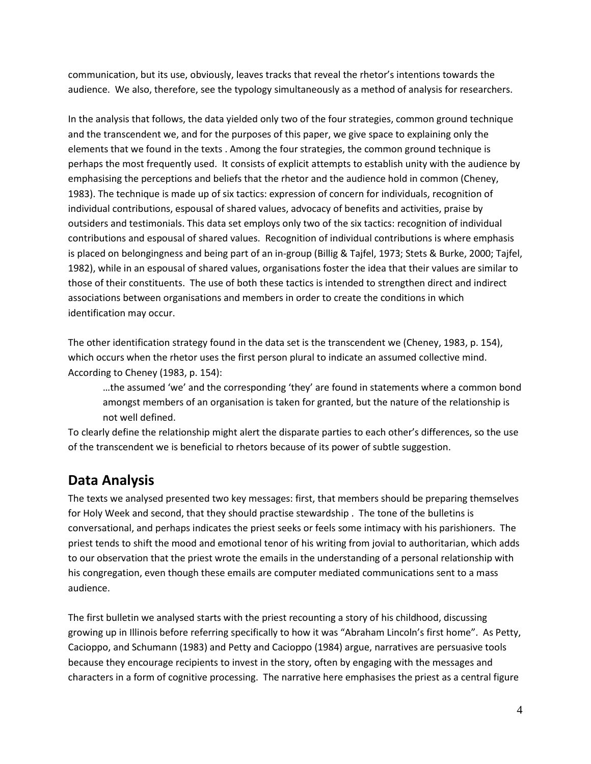communication, but its use, obviously, leaves tracks that reveal the rhetor's intentions towards the audience. We also, therefore, see the typology simultaneously as a method of analysis for researchers.

In the analysis that follows, the data yielded only two of the four strategies, common ground technique and the transcendent we, and for the purposes of this paper, we give space to explaining only the elements that we found in the texts . Among the four strategies, the common ground technique is perhaps the most frequently used. It consists of explicit attempts to establish unity with the audience by emphasising the perceptions and beliefs that the rhetor and the audience hold in common (Cheney, 1983). The technique is made up of six tactics: expression of concern for individuals, recognition of individual contributions, espousal of shared values, advocacy of benefits and activities, praise by outsiders and testimonials. This data set employs only two of the six tactics: recognition of individual contributions and espousal of shared values. Recognition of individual contributions is where emphasis is placed on belongingness and being part of an in-group (Billig & Tajfel, 1973; Stets & Burke, 2000; Tajfel, 1982), while in an espousal of shared values, organisations foster the idea that their values are similar to those of their constituents. The use of both these tactics is intended to strengthen direct and indirect associations between organisations and members in order to create the conditions in which identification may occur.

The other identification strategy found in the data set is the transcendent we (Cheney, 1983, p. 154), which occurs when the rhetor uses the first person plural to indicate an assumed collective mind. According to Cheney (1983, p. 154):

> …the assumed 'we' and the corresponding 'they' are found in statements where a common bond amongst members of an organisation is taken for granted, but the nature of the relationship is not well defined.

To clearly define the relationship might alert the disparate parties to each other's differences, so the use of the transcendent we is beneficial to rhetors because of its power of subtle suggestion.

## Data Analysis

The texts we analysed presented two key messages: first, that members should be preparing themselves for Holy Week and second, that they should practise stewardship . The tone of the bulletins is conversational, and perhaps indicates the priest seeks or feels some intimacy with his parishioners. The priest tends to shift the mood and emotional tenor of his writing from jovial to authoritarian, which adds to our observation that the priest wrote the emails in the understanding of a personal relationship with his congregation, even though these emails are computer mediated communications sent to a mass audience.

The first bulletin we analysed starts with the priest recounting a story of his childhood, discussing growing up in Illinois before referring specifically to how it was "Abraham Lincoln's first home". As Petty, Cacioppo, and Schumann (1983) and Petty and Cacioppo (1984) argue, narratives are persuasive tools because they encourage recipients to invest in the story, often by engaging with the messages and characters in a form of cognitive processing. The narrative here emphasises the priest as a central figure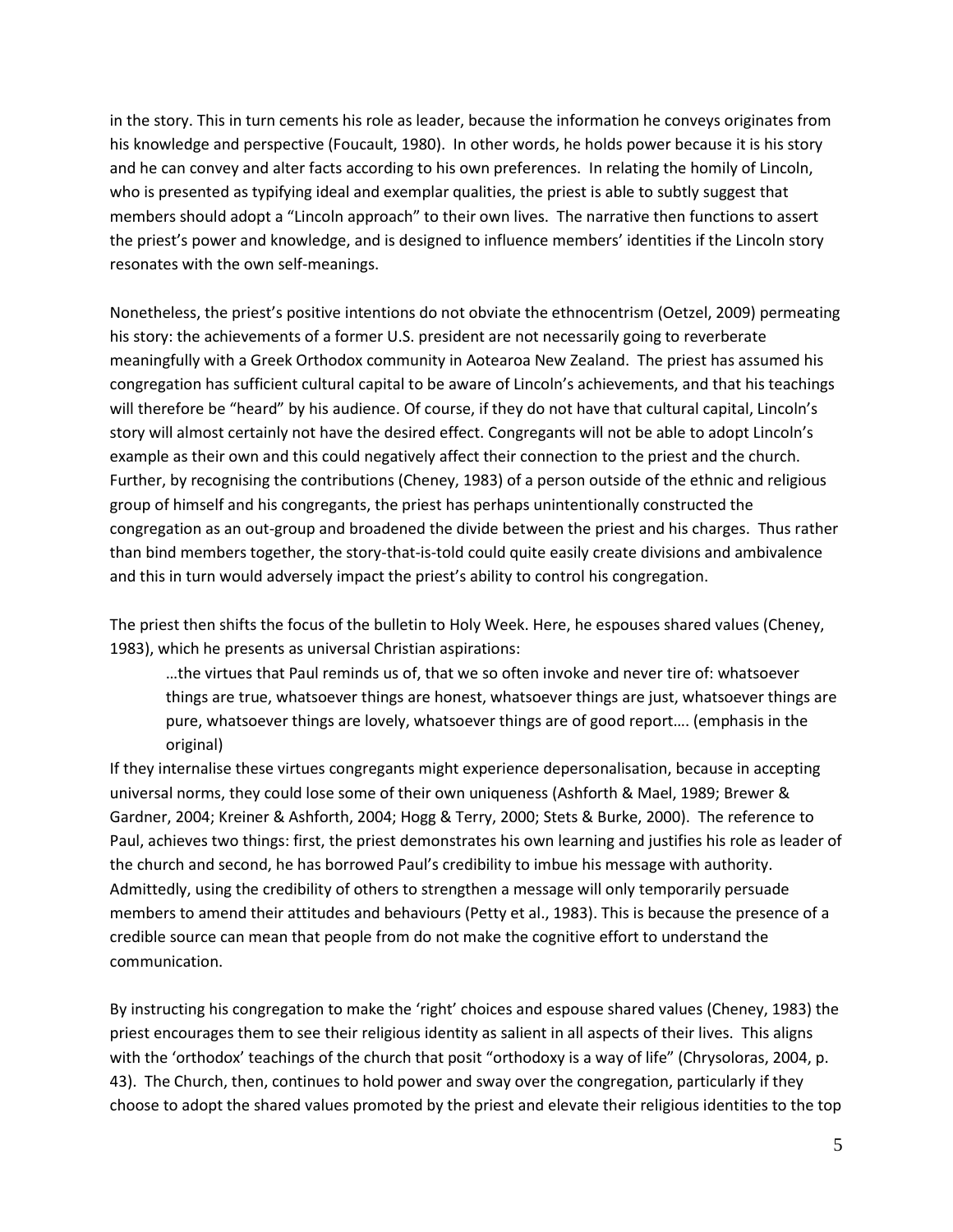in the story. This in turn cements his role as leader, because the information he conveys originates from his knowledge and perspective (Foucault, 1980). In other words, he holds power because it is his story and he can convey and alter facts according to his own preferences. In relating the homily of Lincoln, who is presented as typifying ideal and exemplar qualities, the priest is able to subtly suggest that members should adopt a "Lincoln approach" to their own lives. The narrative then functions to assert the priest's power and knowledge, and is designed to influence members' identities if the Lincoln story resonates with the own self-meanings.

Nonetheless, the priest's positive intentions do not obviate the ethnocentrism (Oetzel, 2009) permeating his story: the achievements of a former U.S. president are not necessarily going to reverberate meaningfully with a Greek Orthodox community in Aotearoa New Zealand. The priest has assumed his congregation has sufficient cultural capital to be aware of Lincoln's achievements, and that his teachings will therefore be "heard" by his audience. Of course, if they do not have that cultural capital, Lincoln's story will almost certainly not have the desired effect. Congregants will not be able to adopt Lincoln's example as their own and this could negatively affect their connection to the priest and the church. Further, by recognising the contributions (Cheney, 1983) of a person outside of the ethnic and religious group of himself and his congregants, the priest has perhaps unintentionally constructed the congregation as an out-group and broadened the divide between the priest and his charges. Thus rather than bind members together, the story-that-is-told could quite easily create divisions and ambivalence and this in turn would adversely impact the priest's ability to control his congregation.

The priest then shifts the focus of the bulletin to Holy Week. Here, he espouses shared values (Cheney, 1983), which he presents as universal Christian aspirations:

> …the virtues that Paul reminds us of, that we so often invoke and never tire of: whatsoever things are true, whatsoever things are honest, whatsoever things are just, whatsoever things are pure, whatsoever things are lovely, whatsoever things are of good report…. (emphasis in the original)

If they internalise these virtues congregants might experience depersonalisation, because in accepting universal norms, they could lose some of their own uniqueness (Ashforth & Mael, 1989; Brewer & Gardner, 2004; Kreiner & Ashforth, 2004; Hogg & Terry, 2000; Stets & Burke, 2000). The reference to Paul, achieves two things: first, the priest demonstrates his own learning and justifies his role as leader of the church and second, he has borrowed Paul's credibility to imbue his message with authority. Admittedly, using the credibility of others to strengthen a message will only temporarily persuade members to amend their attitudes and behaviours (Petty et al., 1983). This is because the presence of a credible source can mean that people from do not make the cognitive effort to understand the communication.

By instructing his congregation to make the 'right' choices and espouse shared values (Cheney, 1983) the priest encourages them to see their religious identity as salient in all aspects of their lives. This aligns with the 'orthodox' teachings of the church that posit "orthodoxy is a way of life" (Chrysoloras, 2004, p. 43). The Church, then, continues to hold power and sway over the congregation, particularly if they choose to adopt the shared values promoted by the priest and elevate their religious identities to the top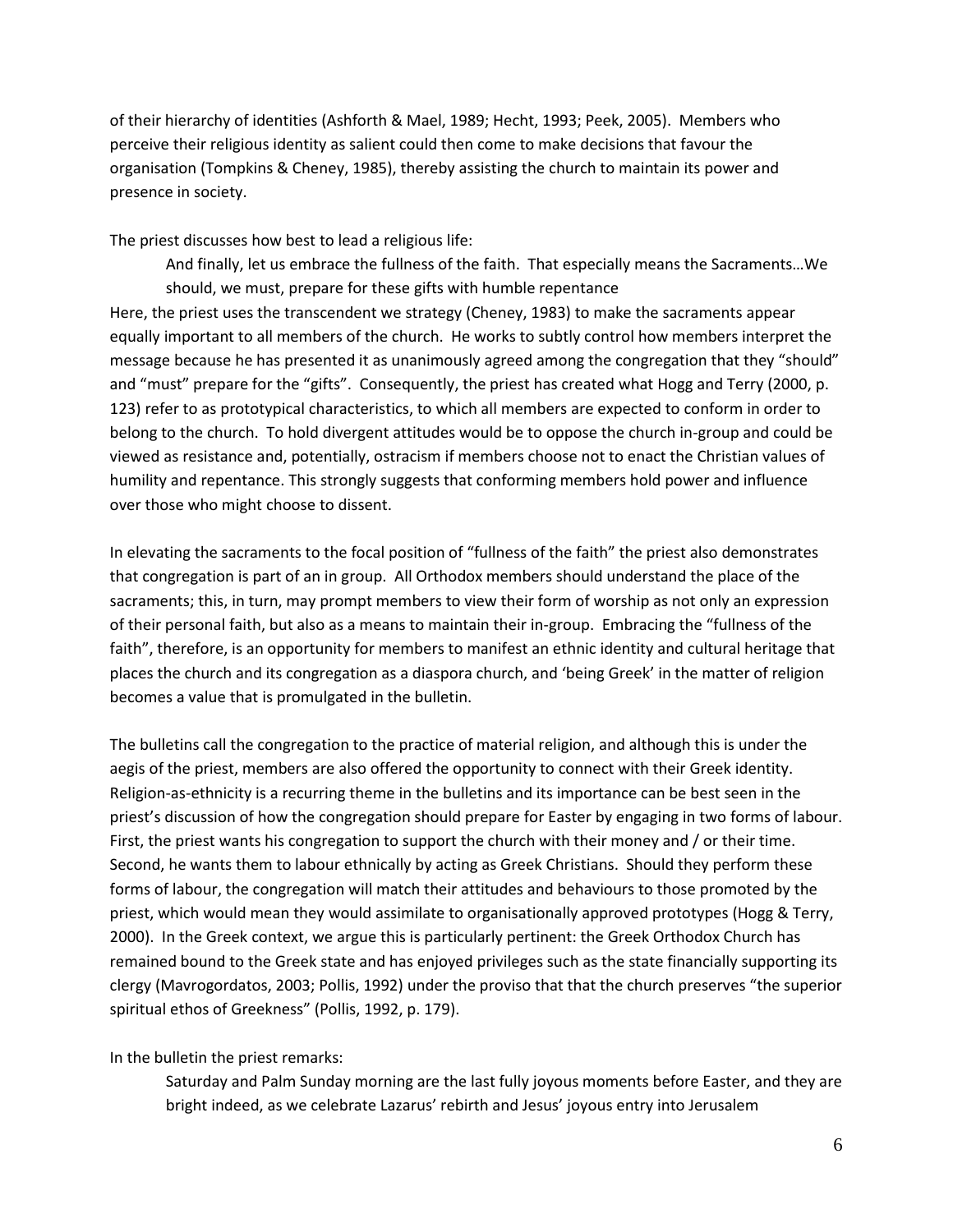of their hierarchy of identities (Ashforth & Mael, 1989; Hecht, 1993; Peek, 2005). Members who perceive their religious identity as salient could then come to make decisions that favour the organisation (Tompkins & Cheney, 1985), thereby assisting the church to maintain its power and presence in society.

The priest discusses how best to lead a religious life:

> And finally, let us embrace the fullness of the faith. That especially means the Sacraments…We should, we must, prepare for these gifts with humble repentance

Here, the priest uses the transcendent we strategy (Cheney, 1983) to make the sacraments appear equally important to all members of the church. He works to subtly control how members interpret the message because he has presented it as unanimously agreed among the congregation that they "should" and "must" prepare for the "gifts". Consequently, the priest has created what Hogg and Terry (2000, p. 123) refer to as prototypical characteristics, to which all members are expected to conform in order to belong to the church. To hold divergent attitudes would be to oppose the church in-group and could be viewed as resistance and, potentially, ostracism if members choose not to enact the Christian values of humility and repentance. This strongly suggests that conforming members hold power and influence over those who might choose to dissent.

In elevating the sacraments to the focal position of "fullness of the faith" the priest also demonstrates that congregation is part of an in group. All Orthodox members should understand the place of the sacraments; this, in turn, may prompt members to view their form of worship as not only an expression of their personal faith, but also as a means to maintain their in-group. Embracing the "fullness of the faith", therefore, is an opportunity for members to manifest an ethnic identity and cultural heritage that places the church and its congregation as a diaspora church, and 'being Greek' in the matter of religion becomes a value that is promulgated in the bulletin.

The bulletins call the congregation to the practice of material religion, and although this is under the aegis of the priest, members are also offered the opportunity to connect with their Greek identity. Religion-as-ethnicity is a recurring theme in the bulletins and its importance can be best seen in the priest's discussion of how the congregation should prepare for Easter by engaging in two forms of labour. First, the priest wants his congregation to support the church with their money and / or their time. Second, he wants them to labour ethnically by acting as Greek Christians. Should they perform these forms of labour, the congregation will match their attitudes and behaviours to those promoted by the priest, which would mean they would assimilate to organisationally approved prototypes (Hogg & Terry, 2000). In the Greek context, we argue this is particularly pertinent: the Greek Orthodox Church has remained bound to the Greek state and has enjoyed privileges such as the state financially supporting its clergy (Mavrogordatos, 2003; Pollis, 1992) under the proviso that that the church preserves "the superior spiritual ethos of Greekness" (Pollis, 1992, p. 179).

In the bulletin the priest remarks:

> Saturday and Palm Sunday morning are the last fully joyous moments before Easter, and they are bright indeed, as we celebrate Lazarus' rebirth and Jesus' joyous entry into Jerusalem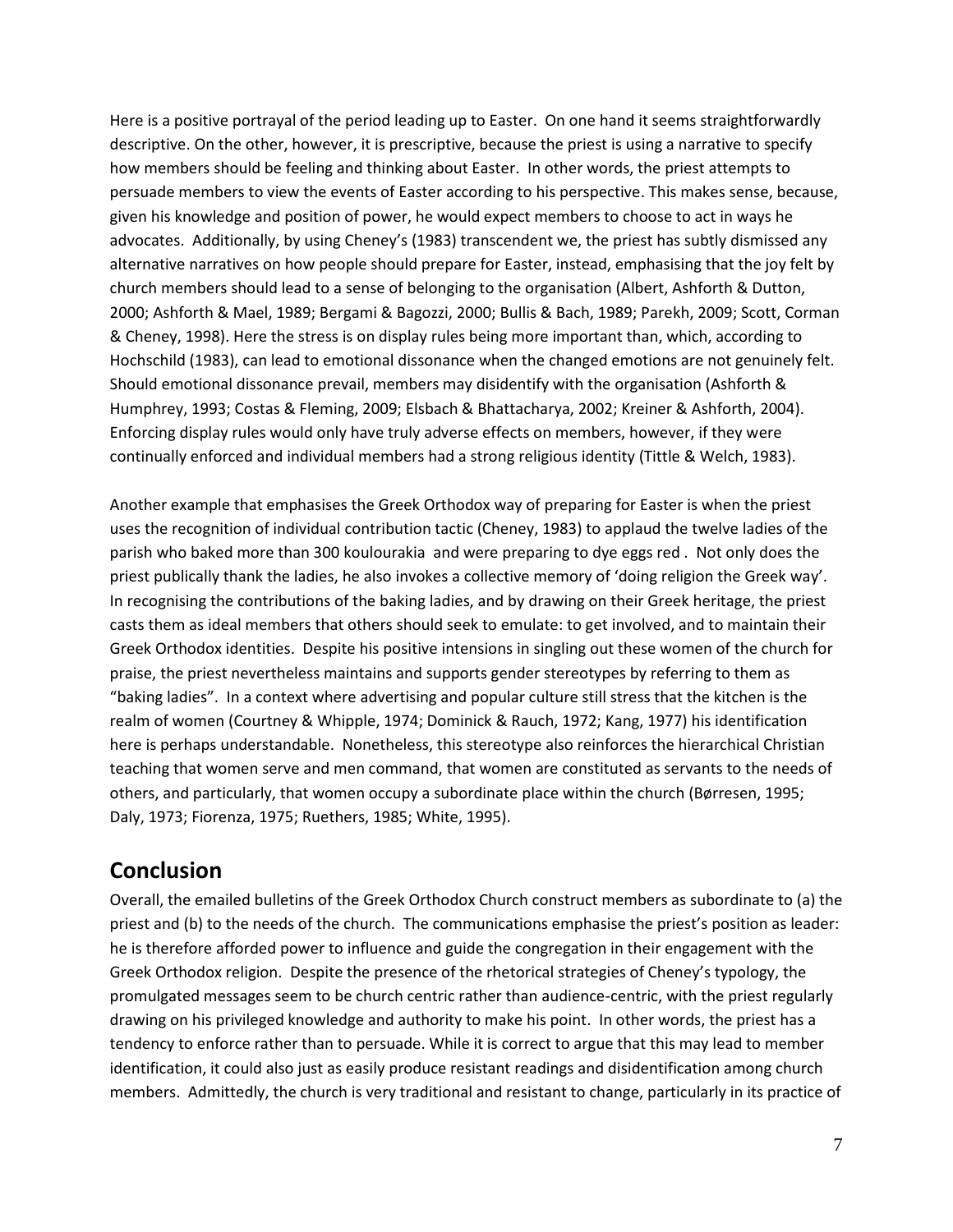Here is a positive portrayal of the period leading up to Easter. On one hand it seems straightforwardly descriptive. On the other, however, it is prescriptive, because the priest is using a narrative to specify how members should be feeling and thinking about Easter. In other words, the priest attempts to persuade members to view the events of Easter according to his perspective. This makes sense, because, given his knowledge and position of power, he would expect members to choose to act in ways he advocates. Additionally, by using Cheney's (1983) transcendent we, the priest has subtly dismissed any alternative narratives on how people should prepare for Easter, instead, emphasising that the joy felt by church members should lead to a sense of belonging to the organisation (Albert, Ashforth & Dutton, 2000; Ashforth & Mael, 1989; Bergami & Bagozzi, 2000; Bullis & Bach, 1989; Parekh, 2009; Scott, Corman & Cheney, 1998). Here the stress is on display rules being more important than, which, according to Hochschild (1983), can lead to emotional dissonance when the changed emotions are not genuinely felt. Should emotional dissonance prevail, members may disidentify with the organisation (Ashforth & Humphrey, 1993; Costas & Fleming, 2009; Elsbach & Bhattacharya, 2002; Kreiner & Ashforth, 2004). Enforcing display rules would only have truly adverse effects on members, however, if they were continually enforced and individual members had a strong religious identity (Tittle & Welch, 1983).

Another example that emphasises the Greek Orthodox way of preparing for Easter is when the priest uses the recognition of individual contribution tactic (Cheney, 1983) to applaud the twelve ladies of the parish who baked more than 300 koulourakia and were preparing to dye eggs red . Not only does the priest publically thank the ladies, he also invokes a collective memory of 'doing religion the Greek way'. In recognising the contributions of the baking ladies, and by drawing on their Greek heritage, the priest casts them as ideal members that others should seek to emulate: to get involved, and to maintain their Greek Orthodox identities. Despite his positive intensions in singling out these women of the church for praise, the priest nevertheless maintains and supports gender stereotypes by referring to them as "baking ladies". In a context where advertising and popular culture still stress that the kitchen is the realm of women (Courtney & Whipple, 1974; Dominick & Rauch, 1972; Kang, 1977) his identification here is perhaps understandable. Nonetheless, this stereotype also reinforces the hierarchical Christian teaching that women serve and men command, that women are constituted as servants to the needs of others, and particularly, that women occupy a subordinate place within the church (Børresen, 1995; Daly, 1973; Fiorenza, 1975; Ruethers, 1985; White, 1995).

## Conclusion

Overall, the emailed bulletins of the Greek Orthodox Church construct members as subordinate to (a) the priest and (b) to the needs of the church. The communications emphasise the priest's position as leader: he is therefore afforded power to influence and guide the congregation in their engagement with the Greek Orthodox religion. Despite the presence of the rhetorical strategies of Cheney's typology, the promulgated messages seem to be church centric rather than audience-centric, with the priest regularly drawing on his privileged knowledge and authority to make his point. In other words, the priest has a tendency to enforce rather than to persuade. While it is correct to argue that this may lead to member identification, it could also just as easily produce resistant readings and disidentification among church members. Admittedly, the church is very traditional and resistant to change, particularly in its practice of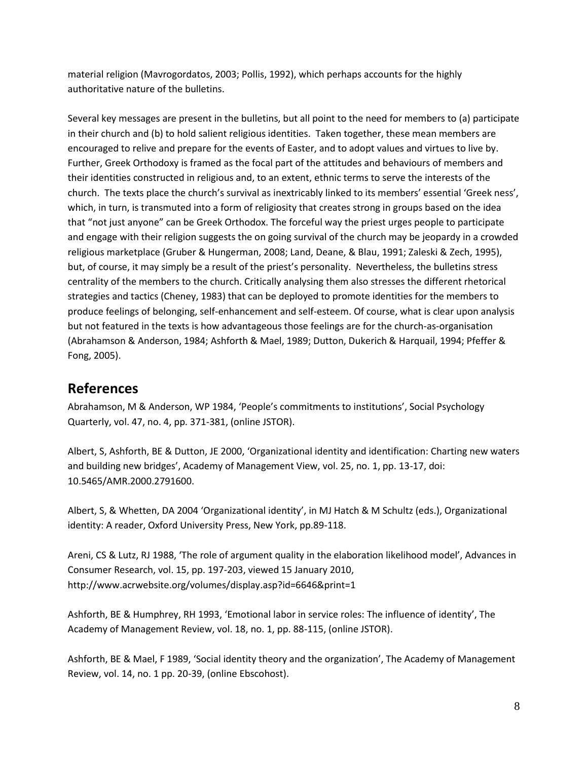material religion (Mavrogordatos, 2003; Pollis, 1992), which perhaps accounts for the highly authoritative nature of the bulletins.

Several key messages are present in the bulletins, but all point to the need for members to (a) participate in their church and (b) to hold salient religious identities. Taken together, these mean members are encouraged to relive and prepare for the events of Easter, and to adopt values and virtues to live by. Further, Greek Orthodoxy is framed as the focal part of the attitudes and behaviours of members and their identities constructed in religious and, to an extent, ethnic terms to serve the interests of the church. The texts place the church's survival as inextricably linked to its members' essential 'Greek ness', which, in turn, is transmuted into a form of religiosity that creates strong in groups based on the idea that "not just anyone" can be Greek Orthodox. The forceful way the priest urges people to participate and engage with their religion suggests the on going survival of the church may be jeopardy in a crowded religious marketplace (Gruber & Hungerman, 2008; Land, Deane, & Blau, 1991; Zaleski & Zech, 1995), but, of course, it may simply be a result of the priest's personality. Nevertheless, the bulletins stress centrality of the members to the church. Critically analysing them also stresses the different rhetorical strategies and tactics (Cheney, 1983) that can be deployed to promote identities for the members to produce feelings of belonging, self-enhancement and self-esteem. Of course, what is clear upon analysis but not featured in the texts is how advantageous those feelings are for the church-as-organisation (Abrahamson & Anderson, 1984; Ashforth & Mael, 1989; Dutton, Dukerich & Harquail, 1994; Pfeffer & Fong, 2005).

## References

Abrahamson, M & Anderson, WP 1984, 'People's commitments to institutions', Social Psychology Quarterly, vol. 47, no. 4, pp. 371-381, (online JSTOR).

Albert, S, Ashforth, BE & Dutton, JE 2000, 'Organizational identity and identification: Charting new waters and building new bridges', Academy of Management View, vol. 25, no. 1, pp. 13-17, doi: 10.5465/AMR.2000.2791600.

Albert, S, & Whetten, DA 2004 'Organizational identity', in MJ Hatch & M Schultz (eds.), Organizational identity: A reader, Oxford University Press, New York, pp.89-118.

Areni, CS & Lutz, RJ 1988, 'The role of argument quality in the elaboration likelihood model', Advances in Consumer Research, vol. 15, pp. 197-203, viewed 15 January 2010, http://www.acrwebsite.org/volumes/display.asp?id=6646&print=1

Ashforth, BE & Humphrey, RH 1993, 'Emotional labor in service roles: The influence of identity', The Academy of Management Review, vol. 18, no. 1, pp. 88-115, (online JSTOR).

Ashforth, BE & Mael, F 1989, 'Social identity theory and the organization', The Academy of Management Review, vol. 14, no. 1 pp. 20-39, (online Ebscohost).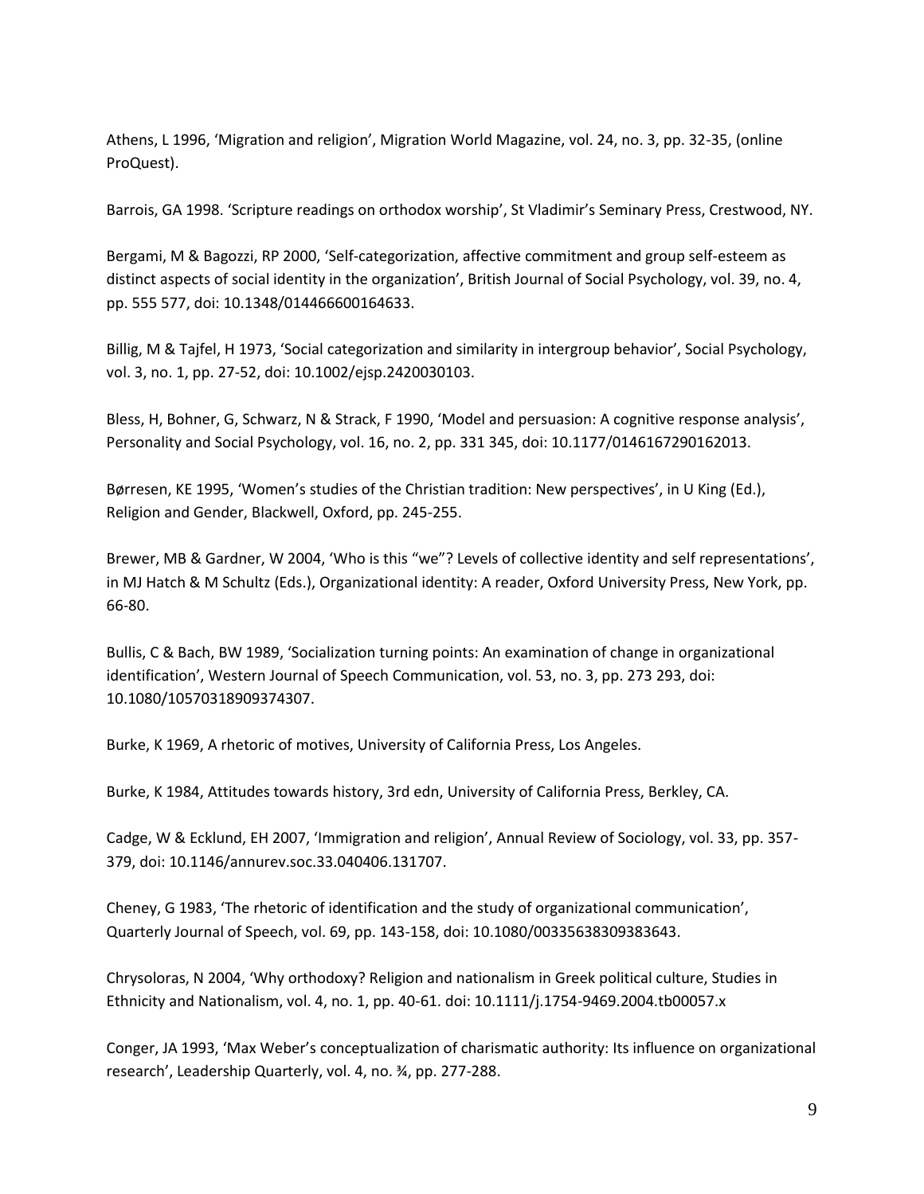Athens, L 1996, 'Migration and religion', Migration World Magazine, vol. 24, no. 3, pp. 32-35, (online ProQuest).

Barrois, GA 1998. 'Scripture readings on orthodox worship', St Vladimir's Seminary Press, Crestwood, NY.

Bergami, M & Bagozzi, RP 2000, 'Self-categorization, affective commitment and group self-esteem as distinct aspects of social identity in the organization', British Journal of Social Psychology, vol. 39, no. 4, pp. 555 577, doi: 10.1348/014466600164633.

Billig, M & Tajfel, H 1973, 'Social categorization and similarity in intergroup behavior', Social Psychology, vol. 3, no. 1, pp. 27-52, doi: 10.1002/ejsp.2420030103.

Bless, H, Bohner, G, Schwarz, N & Strack, F 1990, 'Model and persuasion: A cognitive response analysis', Personality and Social Psychology, vol. 16, no. 2, pp. 331 345, doi: 10.1177/0146167290162013.

Børresen, KE 1995, 'Women's studies of the Christian tradition: New perspectives', in U King (Ed.), Religion and Gender, Blackwell, Oxford, pp. 245-255.

Brewer, MB & Gardner, W 2004, 'Who is this "we"? Levels of collective identity and self representations', in MJ Hatch & M Schultz (Eds.), Organizational identity: A reader, Oxford University Press, New York, pp. 66-80.

Bullis, C & Bach, BW 1989, 'Socialization turning points: An examination of change in organizational identification', Western Journal of Speech Communication, vol. 53, no. 3, pp. 273 293, doi: 10.1080/10570318909374307.

Burke, K 1969, A rhetoric of motives, University of California Press, Los Angeles.

Burke, K 1984, Attitudes towards history, 3rd edn, University of California Press, Berkley, CA.

Cadge, W & Ecklund, EH 2007, 'Immigration and religion', Annual Review of Sociology, vol. 33, pp. 357-379, doi: 10.1146/annurev.soc.33.040406.131707.

Cheney, G 1983, 'The rhetoric of identification and the study of organizational communication', Quarterly Journal of Speech, vol. 69, pp. 143-158, doi: 10.1080/00335638309383643.

Chrysoloras, N 2004, 'Why orthodoxy? Religion and nationalism in Greek political culture, Studies in Ethnicity and Nationalism, vol. 4, no. 1, pp. 40-61. doi: 10.1111/j.1754-9469.2004.tb00057.x

Conger, JA 1993, 'Max Weber's conceptualization of charismatic authority: Its influence on organizational research', Leadership Quarterly, vol. 4, no. ¾, pp. 277-288.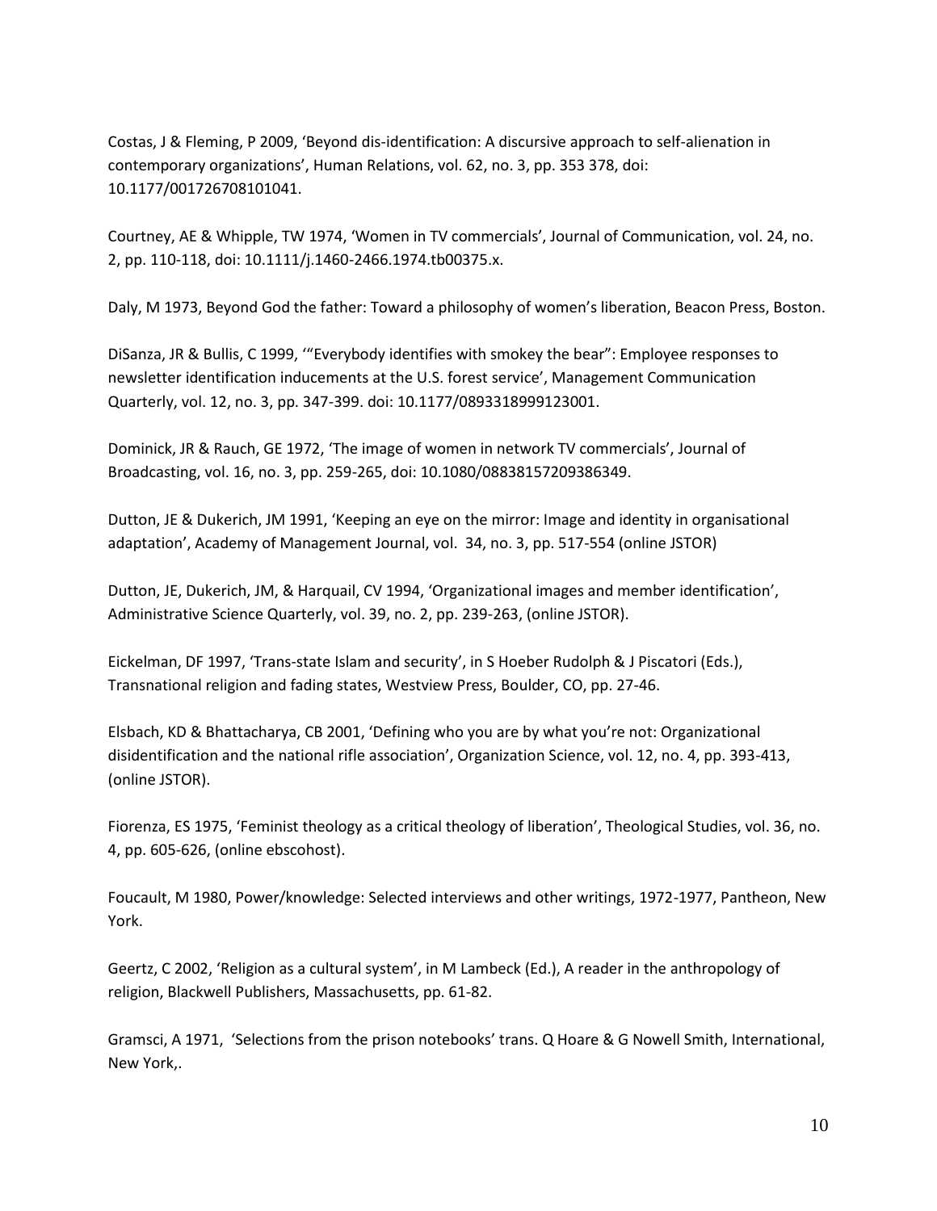Costas, J & Fleming, P 2009, 'Beyond dis-identification: A discursive approach to self-alienation in contemporary organizations', Human Relations, vol. 62, no. 3, pp. 353 378, doi: 10.1177/001726708101041.

Courtney, AE & Whipple, TW 1974, 'Women in TV commercials', Journal of Communication, vol. 24, no. 2, pp. 110-118, doi: 10.1111/j.1460-2466.1974.tb00375.x.

Daly, M 1973, Beyond God the father: Toward a philosophy of women's liberation, Beacon Press, Boston.

DiSanza, JR & Bullis, C 1999, '"Everybody identifies with smokey the bear": Employee responses to newsletter identification inducements at the U.S. forest service', Management Communication Quarterly, vol. 12, no. 3, pp. 347-399. doi: 10.1177/0893318999123001.

Dominick, JR & Rauch, GE 1972, 'The image of women in network TV commercials', Journal of Broadcasting, vol. 16, no. 3, pp. 259-265, doi: 10.1080/08838157209386349.

Dutton, JE & Dukerich, JM 1991, 'Keeping an eye on the mirror: Image and identity in organisational adaptation', Academy of Management Journal, vol. 34, no. 3, pp. 517-554 (online JSTOR)

Dutton, JE, Dukerich, JM, & Harquail, CV 1994, 'Organizational images and member identification', Administrative Science Quarterly, vol. 39, no. 2, pp. 239-263, (online JSTOR).

Eickelman, DF 1997, 'Trans-state Islam and security', in S Hoeber Rudolph & J Piscatori (Eds.), Transnational religion and fading states, Westview Press, Boulder, CO, pp. 27-46.

Elsbach, KD & Bhattacharya, CB 2001, 'Defining who you are by what you're not: Organizational disidentification and the national rifle association', Organization Science, vol. 12, no. 4, pp. 393-413, (online JSTOR).

Fiorenza, ES 1975, 'Feminist theology as a critical theology of liberation', Theological Studies, vol. 36, no. 4, pp. 605-626, (online ebscohost).

Foucault, M 1980, Power/knowledge: Selected interviews and other writings, 1972-1977, Pantheon, New York.

Geertz, C 2002, 'Religion as a cultural system', in M Lambeck (Ed.), A reader in the anthropology of religion, Blackwell Publishers, Massachusetts, pp. 61-82.

Gramsci, A 1971, 'Selections from the prison notebooks' trans. Q Hoare & G Nowell Smith, International, New York,.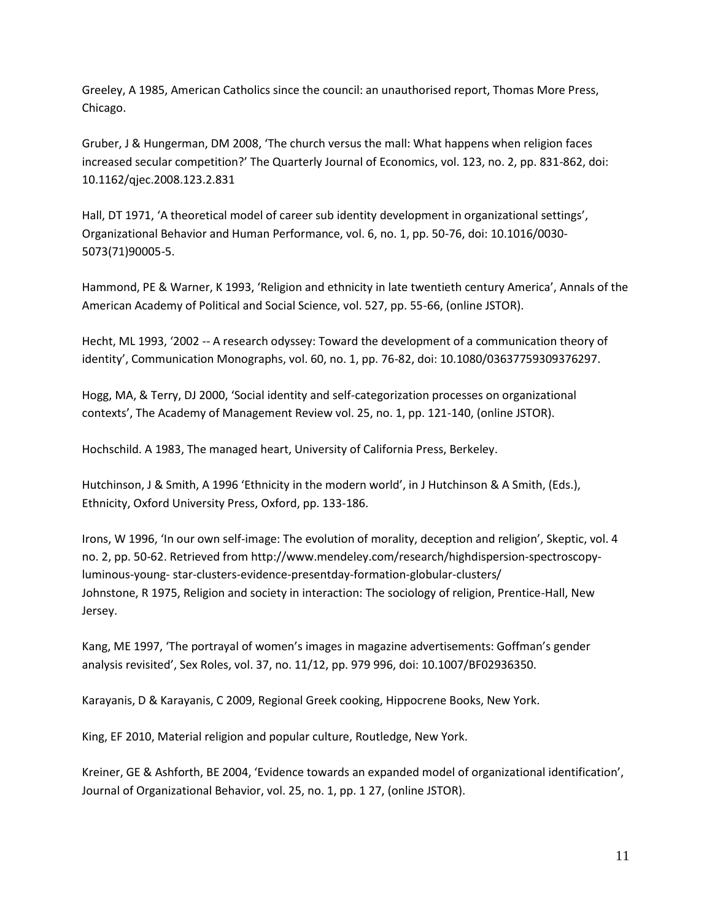Greeley, A 1985, American Catholics since the council: an unauthorised report, Thomas More Press, Chicago.

Gruber, J & Hungerman, DM 2008, 'The church versus the mall: What happens when religion faces increased secular competition?' The Quarterly Journal of Economics, vol. 123, no. 2, pp. 831-862, doi: 10.1162/qjec.2008.123.2.831

Hall, DT 1971, 'A theoretical model of career sub identity development in organizational settings', Organizational Behavior and Human Performance, vol. 6, no. 1, pp. 50-76, doi: 10.1016/0030-5073(71)90005-5.

Hammond, PE & Warner, K 1993, 'Religion and ethnicity in late twentieth century America', Annals of the American Academy of Political and Social Science, vol. 527, pp. 55-66, (online JSTOR).

Hecht, ML 1993, '2002 -- A research odyssey: Toward the development of a communication theory of identity', Communication Monographs, vol. 60, no. 1, pp. 76-82, doi: 10.1080/03637759309376297.

Hogg, MA, & Terry, DJ 2000, 'Social identity and self-categorization processes on organizational contexts', The Academy of Management Review vol. 25, no. 1, pp. 121-140, (online JSTOR).

Hochschild. A 1983, The managed heart, University of California Press, Berkeley.

Hutchinson, J & Smith, A 1996 'Ethnicity in the modern world', in J Hutchinson & A Smith, (Eds.), Ethnicity, Oxford University Press, Oxford, pp. 133-186.

Irons, W 1996, 'In our own self-image: The evolution of morality, deception and religion', Skeptic, vol. 4 no. 2, pp. 50-62. Retrieved from http://www.mendeley.com/research/highdispersion-spectroscopy-luminous-young- star-clusters-evidence-presentday-formation-globular-clusters/
Johnstone, R 1975, Religion and society in interaction: The sociology of religion, Prentice-Hall, New Jersey.

Kang, ME 1997, 'The portrayal of women's images in magazine advertisements: Goffman's gender analysis revisited', Sex Roles, vol. 37, no. 11/12, pp. 979 996, doi: 10.1007/BF02936350.

Karayanis, D & Karayanis, C 2009, Regional Greek cooking, Hippocrene Books, New York.

King, EF 2010, Material religion and popular culture, Routledge, New York.

Kreiner, GE & Ashforth, BE 2004, 'Evidence towards an expanded model of organizational identification', Journal of Organizational Behavior, vol. 25, no. 1, pp. 1 27, (online JSTOR).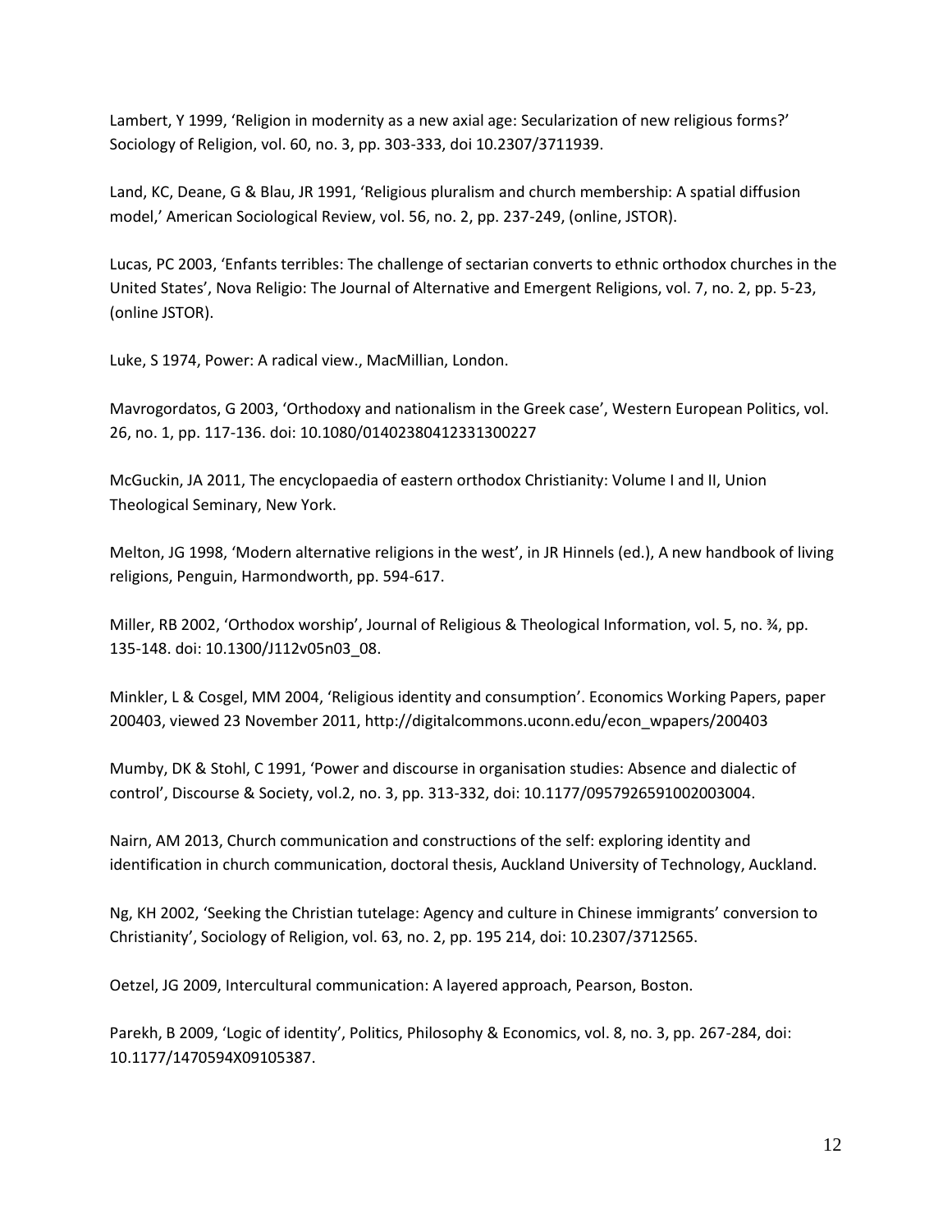Lambert, Y 1999, 'Religion in modernity as a new axial age: Secularization of new religious forms?' Sociology of Religion, vol. 60, no. 3, pp. 303-333, doi 10.2307/3711939.

Land, KC, Deane, G & Blau, JR 1991, 'Religious pluralism and church membership: A spatial diffusion model,' American Sociological Review, vol. 56, no. 2, pp. 237-249, (online, JSTOR).

Lucas, PC 2003, 'Enfants terribles: The challenge of sectarian converts to ethnic orthodox churches in the United States', Nova Religio: The Journal of Alternative and Emergent Religions, vol. 7, no. 2, pp. 5-23, (online JSTOR).

Luke, S 1974, Power: A radical view., MacMillian, London.

Mavrogordatos, G 2003, 'Orthodoxy and nationalism in the Greek case', Western European Politics, vol. 26, no. 1, pp. 117-136. doi: 10.1080/01402380412331300227

McGuckin, JA 2011, The encyclopaedia of eastern orthodox Christianity: Volume I and II, Union Theological Seminary, New York.

Melton, JG 1998, 'Modern alternative religions in the west', in JR Hinnels (ed.), A new handbook of living religions, Penguin, Harmondworth, pp. 594-617.

Miller, RB 2002, 'Orthodox worship', Journal of Religious & Theological Information, vol. 5, no. ¾, pp. 135-148. doi: 10.1300/J112v05n03_08.

Minkler, L & Cosgel, MM 2004, 'Religious identity and consumption'. Economics Working Papers, paper 200403, viewed 23 November 2011, http://digitalcommons.uconn.edu/econ_wpapers/200403

Mumby, DK & Stohl, C 1991, 'Power and discourse in organisation studies: Absence and dialectic of control', Discourse & Society, vol.2, no. 3, pp. 313-332, doi: 10.1177/0957926591002003004.

Nairn, AM 2013, Church communication and constructions of the self: exploring identity and identification in church communication, doctoral thesis, Auckland University of Technology, Auckland.

Ng, KH 2002, 'Seeking the Christian tutelage: Agency and culture in Chinese immigrants' conversion to Christianity', Sociology of Religion, vol. 63, no. 2, pp. 195 214, doi: 10.2307/3712565.

Oetzel, JG 2009, Intercultural communication: A layered approach, Pearson, Boston.

Parekh, B 2009, 'Logic of identity', Politics, Philosophy & Economics, vol. 8, no. 3, pp. 267-284, doi: 10.1177/1470594X09105387.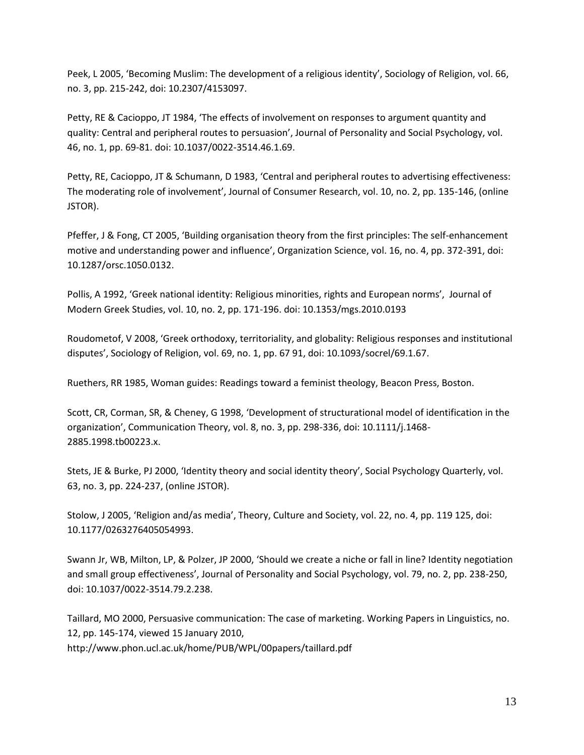Peek, L 2005, 'Becoming Muslim: The development of a religious identity', Sociology of Religion, vol. 66, no. 3, pp. 215-242, doi: 10.2307/4153097.

Petty, RE & Cacioppo, JT 1984, 'The effects of involvement on responses to argument quantity and quality: Central and peripheral routes to persuasion', Journal of Personality and Social Psychology, vol. 46, no. 1, pp. 69-81. doi: 10.1037/0022-3514.46.1.69.

Petty, RE, Cacioppo, JT & Schumann, D 1983, 'Central and peripheral routes to advertising effectiveness: The moderating role of involvement', Journal of Consumer Research, vol. 10, no. 2, pp. 135-146, (online JSTOR).

Pfeffer, J & Fong, CT 2005, 'Building organisation theory from the first principles: The self-enhancement motive and understanding power and influence', Organization Science, vol. 16, no. 4, pp. 372-391, doi: 10.1287/orsc.1050.0132.

Pollis, A 1992, 'Greek national identity: Religious minorities, rights and European norms', Journal of Modern Greek Studies, vol. 10, no. 2, pp. 171-196. doi: 10.1353/mgs.2010.0193

Roudometof, V 2008, 'Greek orthodoxy, territoriality, and globality: Religious responses and institutional disputes', Sociology of Religion, vol. 69, no. 1, pp. 67 91, doi: 10.1093/socrel/69.1.67.

Ruethers, RR 1985, Woman guides: Readings toward a feminist theology, Beacon Press, Boston.

Scott, CR, Corman, SR, & Cheney, G 1998, 'Development of structurational model of identification in the organization', Communication Theory, vol. 8, no. 3, pp. 298-336, doi: 10.1111/j.1468-2885.1998.tb00223.x.

Stets, JE & Burke, PJ 2000, 'Identity theory and social identity theory', Social Psychology Quarterly, vol. 63, no. 3, pp. 224-237, (online JSTOR).

Stolow, J 2005, 'Religion and/as media', Theory, Culture and Society, vol. 22, no. 4, pp. 119 125, doi: 10.1177/0263276405054993.

Swann Jr, WB, Milton, LP, & Polzer, JP 2000, 'Should we create a niche or fall in line? Identity negotiation and small group effectiveness', Journal of Personality and Social Psychology, vol. 79, no. 2, pp. 238-250, doi: 10.1037/0022-3514.79.2.238.

Taillard, MO 2000, Persuasive communication: The case of marketing. Working Papers in Linguistics, no. 12, pp. 145-174, viewed 15 January 2010, http://www.phon.ucl.ac.uk/home/PUB/WPL/00papers/taillard.pdf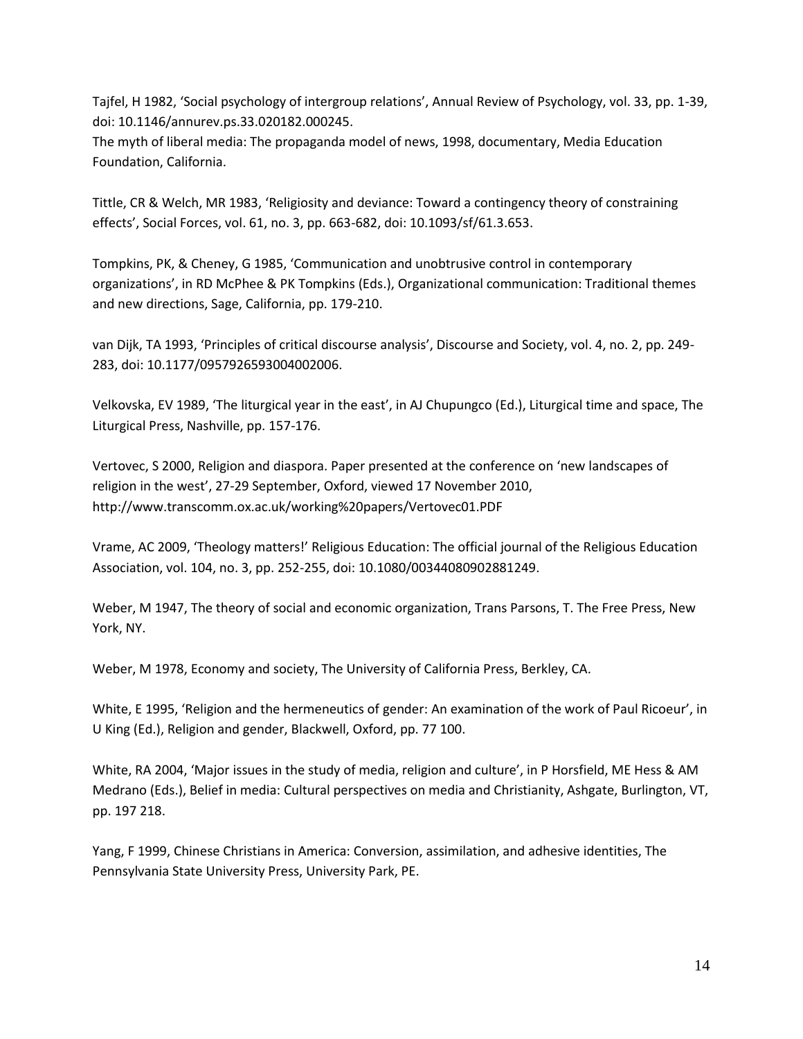Tajfel, H 1982, 'Social psychology of intergroup relations', Annual Review of Psychology, vol. 33, pp. 1-39, doi: 10.1146/annurev.ps.33.020182.000245.
The myth of liberal media: The propaganda model of news, 1998, documentary, Media Education Foundation, California.

Tittle, CR & Welch, MR 1983, 'Religiosity and deviance: Toward a contingency theory of constraining effects', Social Forces, vol. 61, no. 3, pp. 663-682, doi: 10.1093/sf/61.3.653.

Tompkins, PK, & Cheney, G 1985, 'Communication and unobtrusive control in contemporary organizations', in RD McPhee & PK Tompkins (Eds.), Organizational communication: Traditional themes and new directions, Sage, California, pp. 179-210.

van Dijk, TA 1993, 'Principles of critical discourse analysis', Discourse and Society, vol. 4, no. 2, pp. 249-283, doi: 10.1177/0957926593004002006.

Velkovska, EV 1989, 'The liturgical year in the east', in AJ Chupungco (Ed.), Liturgical time and space, The Liturgical Press, Nashville, pp. 157-176.

Vertovec, S 2000, Religion and diaspora. Paper presented at the conference on 'new landscapes of religion in the west', 27-29 September, Oxford, viewed 17 November 2010, http://www.transcomm.ox.ac.uk/working%20papers/Vertovec01.PDF

Vrame, AC 2009, 'Theology matters!' Religious Education: The official journal of the Religious Education Association, vol. 104, no. 3, pp. 252-255, doi: 10.1080/00344080902881249.

Weber, M 1947, The theory of social and economic organization, Trans Parsons, T. The Free Press, New York, NY.

Weber, M 1978, Economy and society, The University of California Press, Berkley, CA.

White, E 1995, 'Religion and the hermeneutics of gender: An examination of the work of Paul Ricoeur', in U King (Ed.), Religion and gender, Blackwell, Oxford, pp. 77 100.

White, RA 2004, 'Major issues in the study of media, religion and culture', in P Horsfield, ME Hess & AM Medrano (Eds.), Belief in media: Cultural perspectives on media and Christianity, Ashgate, Burlington, VT, pp. 197 218.

Yang, F 1999, Chinese Christians in America: Conversion, assimilation, and adhesive identities, The Pennsylvania State University Press, University Park, PE.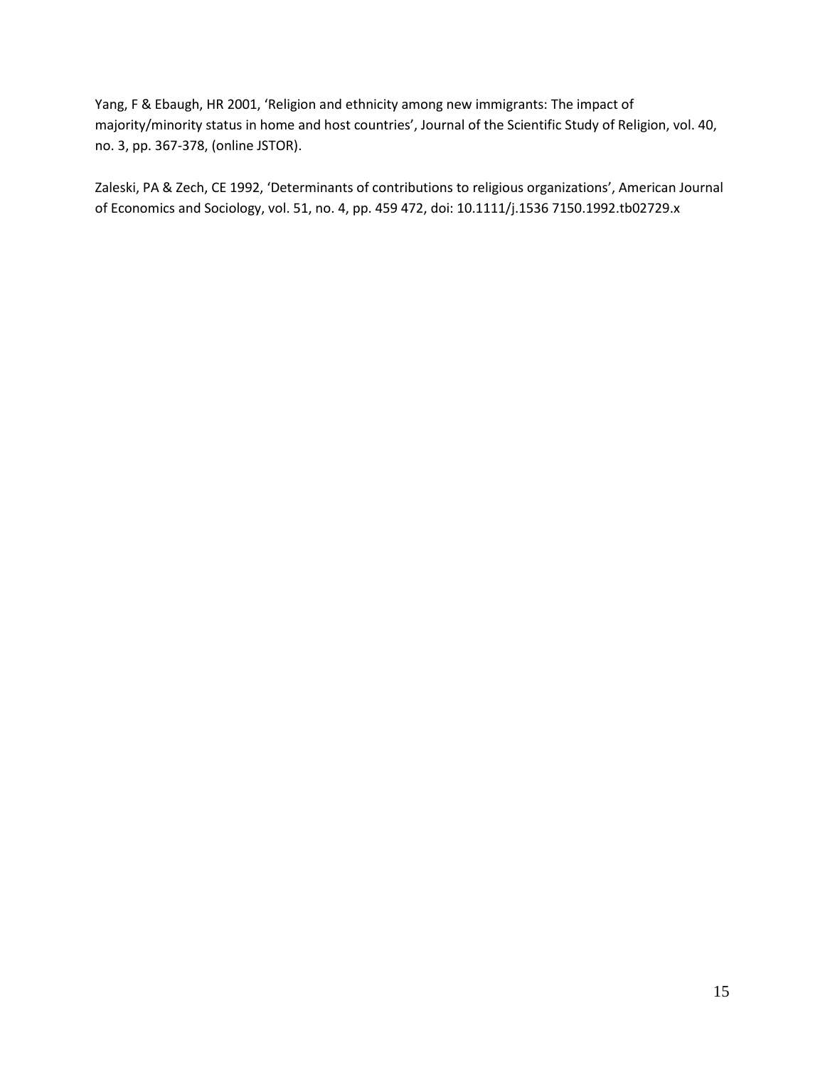Yang, F & Ebaugh, HR 2001, 'Religion and ethnicity among new immigrants: The impact of majority/minority status in home and host countries', Journal of the Scientific Study of Religion, vol. 40, no. 3, pp. 367-378, (online JSTOR).

Zaleski, PA & Zech, CE 1992, 'Determinants of contributions to religious organizations', American Journal of Economics and Sociology, vol. 51, no. 4, pp. 459 472, doi: 10.1111/j.1536 7150.1992.tb02729.x